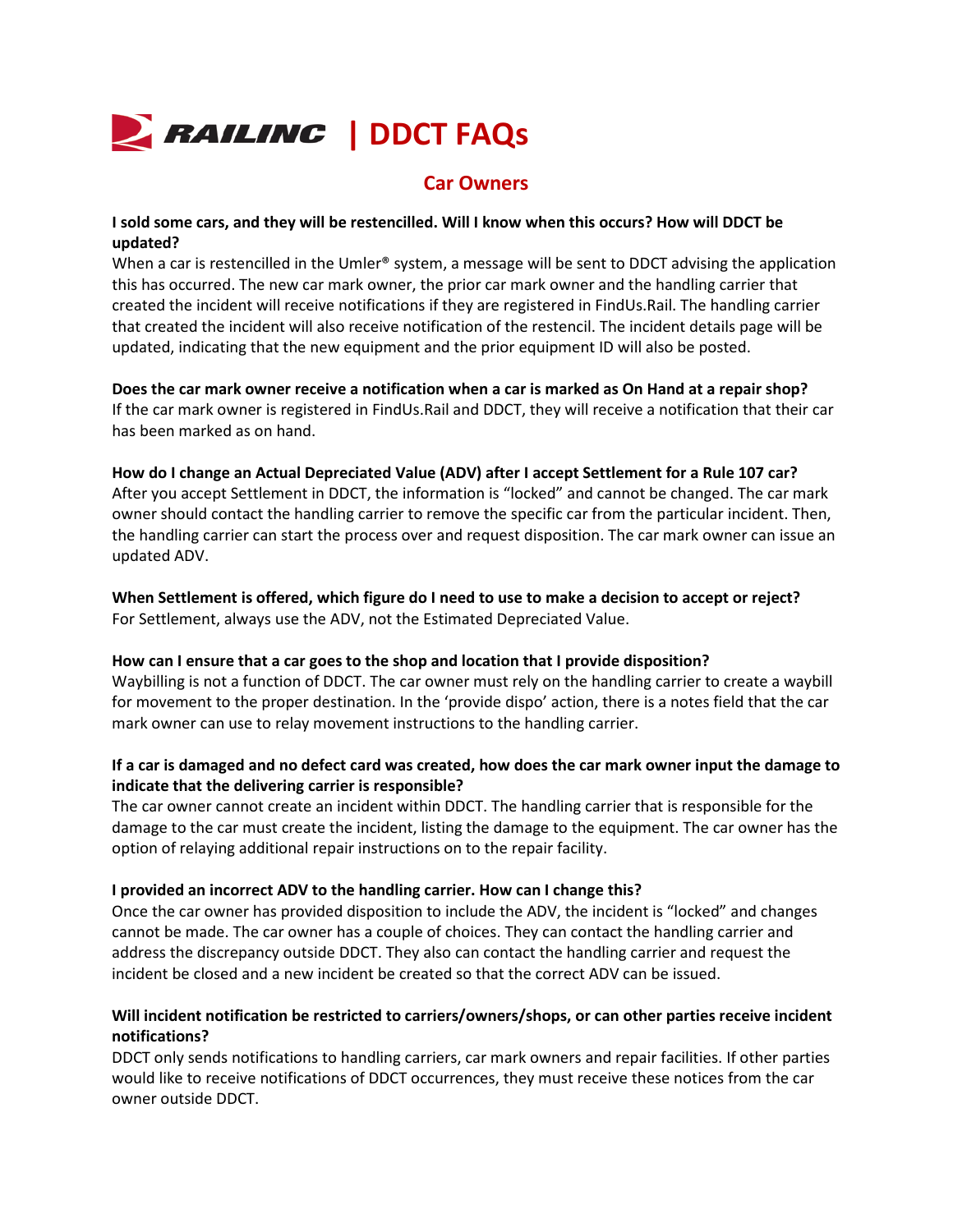# RAILINC | DDCT FAQs

## Car Owners

**I sold some cars, and they will be restencilled. Will I know when this occurs? How will DDCT be updated?**

When a car is restencilled in the Umler® system, a message will be sent to DDCT advising the application this has occurred. The new car mark owner, the prior car mark owner and the handling carrier that created the incident will receive notifications if they are registered in FindUs.Rail. The handling carrier that created the incident will also receive notification of the restencil. The incident details page will be updated, indicating that the new equipment and the prior equipment ID will also be posted.

**Does the car mark owner receive a notification when a car is marked as On Hand at a repair shop?**

If the car mark owner is registered in FindUs.Rail and DDCT, they will receive a notification that their car has been marked as on hand.

**How do I change an Actual Depreciated Value (ADV) after I accept Settlement for a Rule 107 car?**

After you accept Settlement in DDCT, the information is "locked" and cannot be changed. The car mark owner should contact the handling carrier to remove the specific car from the particular incident. Then, the handling carrier can start the process over and request disposition. The car mark owner can issue an updated ADV.

**When Settlement is offered, which figure do I need to use to make a decision to accept or reject?**

For Settlement, always use the ADV, not the Estimated Depreciated Value.

**How can I ensure that a car goes to the shop and location that I provide disposition?**

Waybilling is not a function of DDCT. The car owner must rely on the handling carrier to create a waybill for movement to the proper destination. In the 'provide dispo' action, there is a notes field that the car mark owner can use to relay movement instructions to the handling carrier.

**If a car is damaged and no defect card was created, how does the car mark owner input the damage to indicate that the delivering carrier is responsible?**

The car owner cannot create an incident within DDCT. The handling carrier that is responsible for the damage to the car must create the incident, listing the damage to the equipment. The car owner has the option of relaying additional repair instructions on to the repair facility.

**I provided an incorrect ADV to the handling carrier. How can I change this?**

Once the car owner has provided disposition to include the ADV, the incident is "locked" and changes cannot be made. The car owner has a couple of choices. They can contact the handling carrier and address the discrepancy outside DDCT. They also can contact the handling carrier and request the incident be closed and a new incident be created so that the correct ADV can be issued.

**Will incident notification be restricted to carriers/owners/shops, or can other parties receive incident notifications?**

DDCT only sends notifications to handling carriers, car mark owners and repair facilities. If other parties would like to receive notifications of DDCT occurrences, they must receive these notices from the car owner outside DDCT.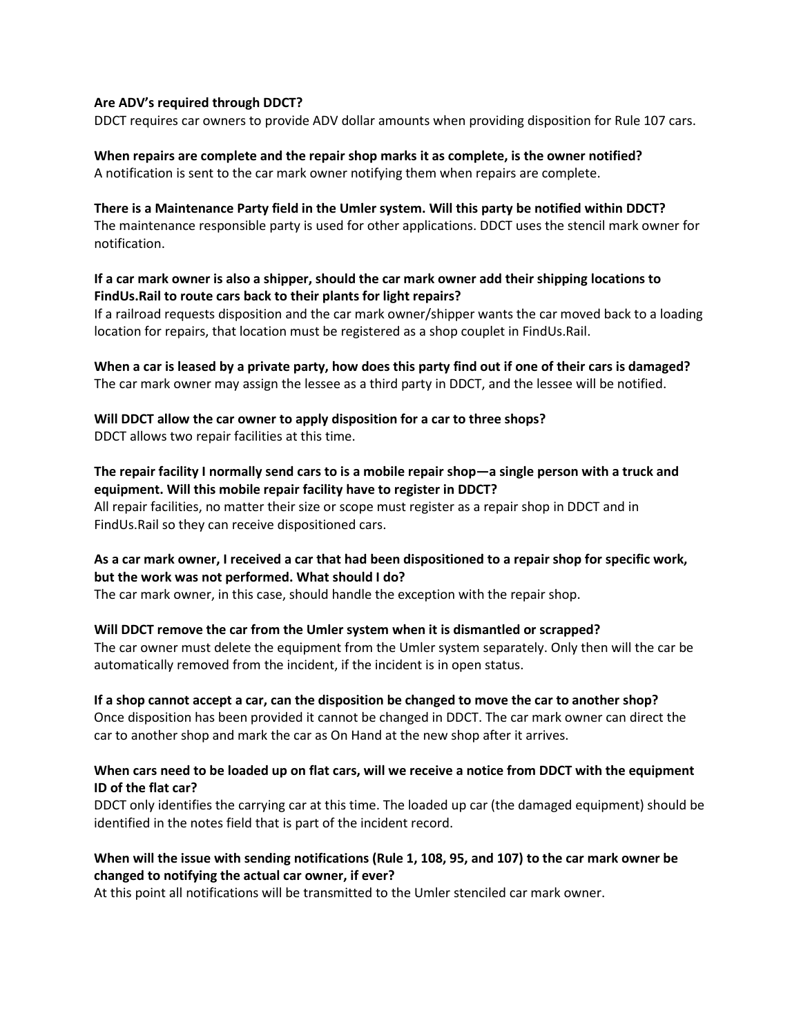**Are ADV's required through DDCT?**
DDCT requires car owners to provide ADV dollar amounts when providing disposition for Rule 107 cars.

**When repairs are complete and the repair shop marks it as complete, is the owner notified?**
A notification is sent to the car mark owner notifying them when repairs are complete.

**There is a Maintenance Party field in the Umler system. Will this party be notified within DDCT?**
The maintenance responsible party is used for other applications. DDCT uses the stencil mark owner for notification.

**If a car mark owner is also a shipper, should the car mark owner add their shipping locations to FindUs.Rail to route cars back to their plants for light repairs?**
If a railroad requests disposition and the car mark owner/shipper wants the car moved back to a loading location for repairs, that location must be registered as a shop couplet in FindUs.Rail.

**When a car is leased by a private party, how does this party find out if one of their cars is damaged?**
The car mark owner may assign the lessee as a third party in DDCT, and the lessee will be notified.

**Will DDCT allow the car owner to apply disposition for a car to three shops?**
DDCT allows two repair facilities at this time.

**The repair facility I normally send cars to is a mobile repair shop—a single person with a truck and equipment. Will this mobile repair facility have to register in DDCT?**
All repair facilities, no matter their size or scope must register as a repair shop in DDCT and in FindUs.Rail so they can receive dispositioned cars.

**As a car mark owner, I received a car that had been dispositioned to a repair shop for specific work, but the work was not performed. What should I do?**
The car mark owner, in this case, should handle the exception with the repair shop.

**Will DDCT remove the car from the Umler system when it is dismantled or scrapped?**
The car owner must delete the equipment from the Umler system separately. Only then will the car be automatically removed from the incident, if the incident is in open status.

**If a shop cannot accept a car, can the disposition be changed to move the car to another shop?**
Once disposition has been provided it cannot be changed in DDCT. The car mark owner can direct the car to another shop and mark the car as On Hand at the new shop after it arrives.

**When cars need to be loaded up on flat cars, will we receive a notice from DDCT with the equipment ID of the flat car?**
DDCT only identifies the carrying car at this time. The loaded up car (the damaged equipment) should be identified in the notes field that is part of the incident record.

**When will the issue with sending notifications (Rule 1, 108, 95, and 107) to the car mark owner be changed to notifying the actual car owner, if ever?**
At this point all notifications will be transmitted to the Umler stenciled car mark owner.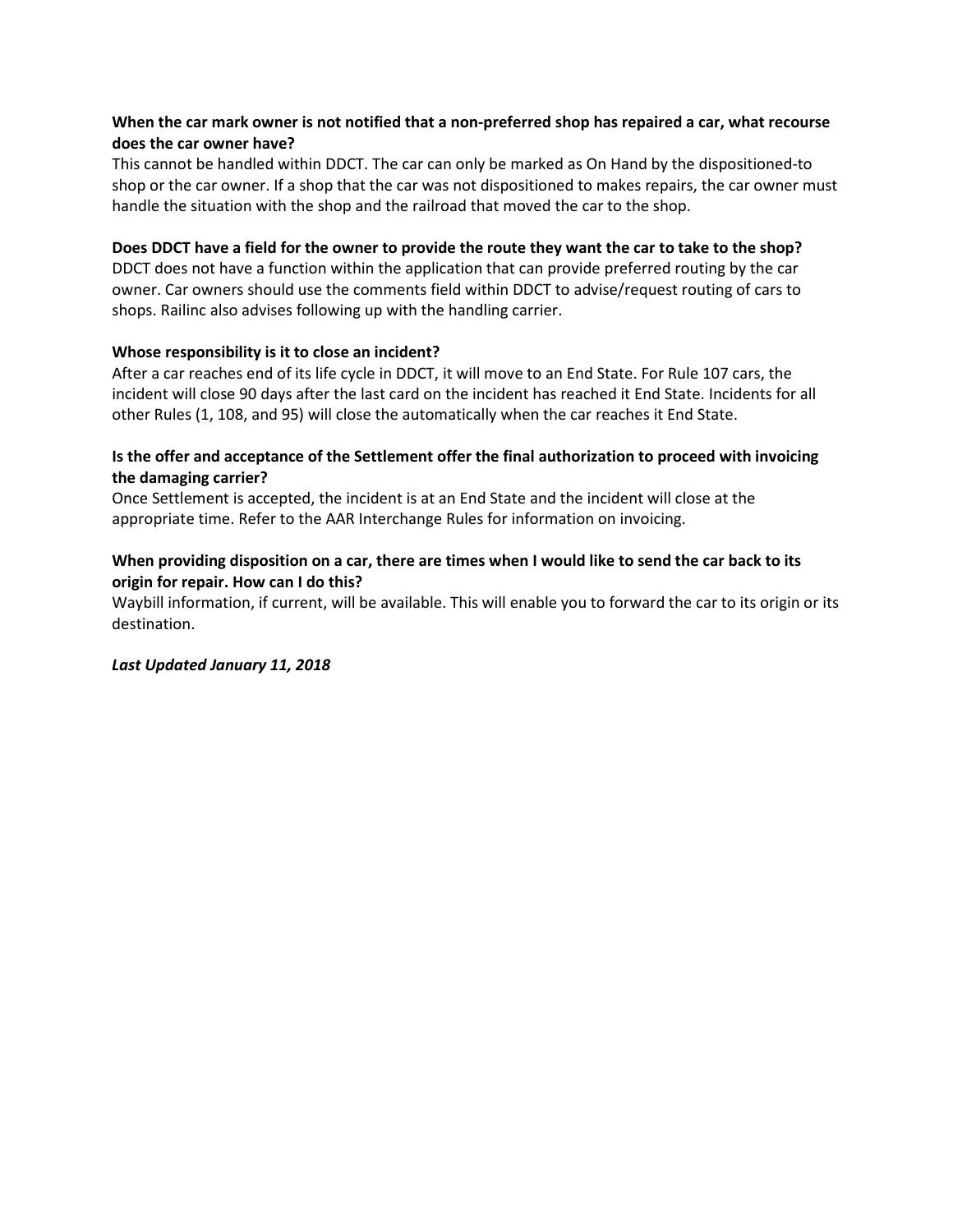**When the car mark owner is not notified that a non-preferred shop has repaired a car, what recourse does the car owner have?**

This cannot be handled within DDCT. The car can only be marked as On Hand by the dispositioned-to shop or the car owner. If a shop that the car was not dispositioned to makes repairs, the car owner must handle the situation with the shop and the railroad that moved the car to the shop.

**Does DDCT have a field for the owner to provide the route they want the car to take to the shop?**

DDCT does not have a function within the application that can provide preferred routing by the car owner. Car owners should use the comments field within DDCT to advise/request routing of cars to shops. Railinc also advises following up with the handling carrier.

**Whose responsibility is it to close an incident?**

After a car reaches end of its life cycle in DDCT, it will move to an End State. For Rule 107 cars, the incident will close 90 days after the last card on the incident has reached it End State. Incidents for all other Rules (1, 108, and 95) will close the automatically when the car reaches it End State.

**Is the offer and acceptance of the Settlement offer the final authorization to proceed with invoicing the damaging carrier?**

Once Settlement is accepted, the incident is at an End State and the incident will close at the appropriate time. Refer to the AAR Interchange Rules for information on invoicing.

**When providing disposition on a car, there are times when I would like to send the car back to its origin for repair. How can I do this?**

Waybill information, if current, will be available. This will enable you to forward the car to its origin or its destination.

***Last Updated January 11, 2018***